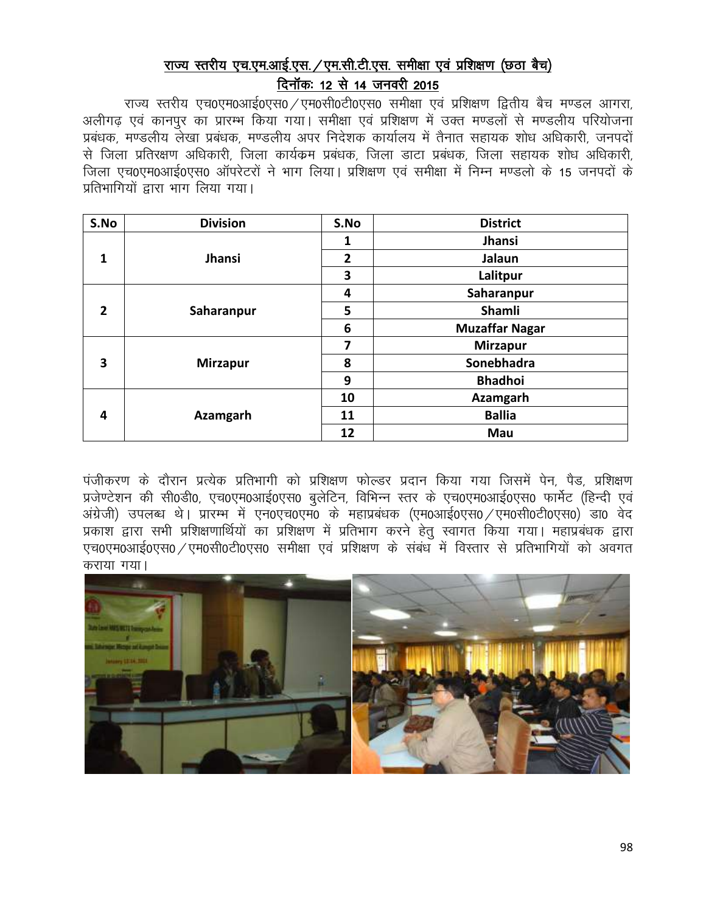## राज्य स्तरीय एच.एम.आई.एस. / एम.सी.टी.एस. समीक्षा एवं प्रशिक्षण (छठा बैच)

## दिनॉकः 12 से 14 जनवरी 2015

राज्य स्तरीय एच0एम0आई0एस0 / एम0सी0टी0एस0 समीक्षा एवं प्रशिक्षण द्वितीय बैच मण्डल आगरा, अलीगढ़ एवं कानपुर का प्रारम्भ किया गया। समीक्षा एवं प्रशिक्षण में उक्त मण्डलों से मण्डलीय परियोजना प्रबंधक, मण्डलीय लेखा प्रबंधक, मण्डलीय अपर निदेशक कार्यालय में तैनात सहायक शोध अधिकारी, जनपदों से जिला प्रतिरक्षण अधिकारी, जिला कार्यक्रम प्रबंधक, जिला डाटा प्रबंधक, जिला सहायक शोध अधिकारी, जिला एच0एम0आई0एस0 ऑपरेटरों ने भाग लिया। प्रशिक्षण एवं समीक्षा में निम्न मण्डलो के 15 जनपदों के प्रतिभागियों द्वारा भाग लिया गया।

| S.No | Division | S.No | District |
|---|---|---|---|
| 1 | Jhansi | 1 | Jhansi |
| | | 2 | Jalaun |
| | | 3 | Lalitpur |
| 2 | Saharanpur | 4 | Saharanpur |
| | | 5 | Shamli |
| | | 6 | Muzaffar Nagar |
| 3 | Mirzapur | 7 | Mirzapur |
| | | 8 | Sonebhadra |
| | | 9 | Bhadhoi |
| 4 | Azamgarh | 10 | Azamgarh |
| | | 11 | Ballia |
| | | 12 | Mau |

पंजीकरण के दौरान प्रत्येक प्रतिभागी को प्रशिक्षण फोल्डर प्रदान किया गया जिसमें पेन, पैड, प्रशिक्षण प्रजेण्टेशन की सी0डी0, एच0एम0आई0एस0 बुलेटिन, विभिन्न स्तर के एच0एम0आई0एस0 फार्मेट (हिन्दी एवं अंग्रेजी) उपलब्ध थे। प्रारम्भ में एन0एच0एम0 के महाप्रबंधक (एम0आई0एस0 / एम0सी0टी0एस0) डा0 वेद प्रकाश द्वारा सभी प्रशिक्षणार्थियों का प्रशिक्षण में प्रतिभाग करने हेतु स्वागत किया गया। महाप्रबंधक द्वारा एच0एम0आई0एस0 / एम0सी0टी0एस0 समीक्षा एवं प्रशिक्षण के संबंध में विस्तार से प्रतिभागियों को अवगत कराया गया।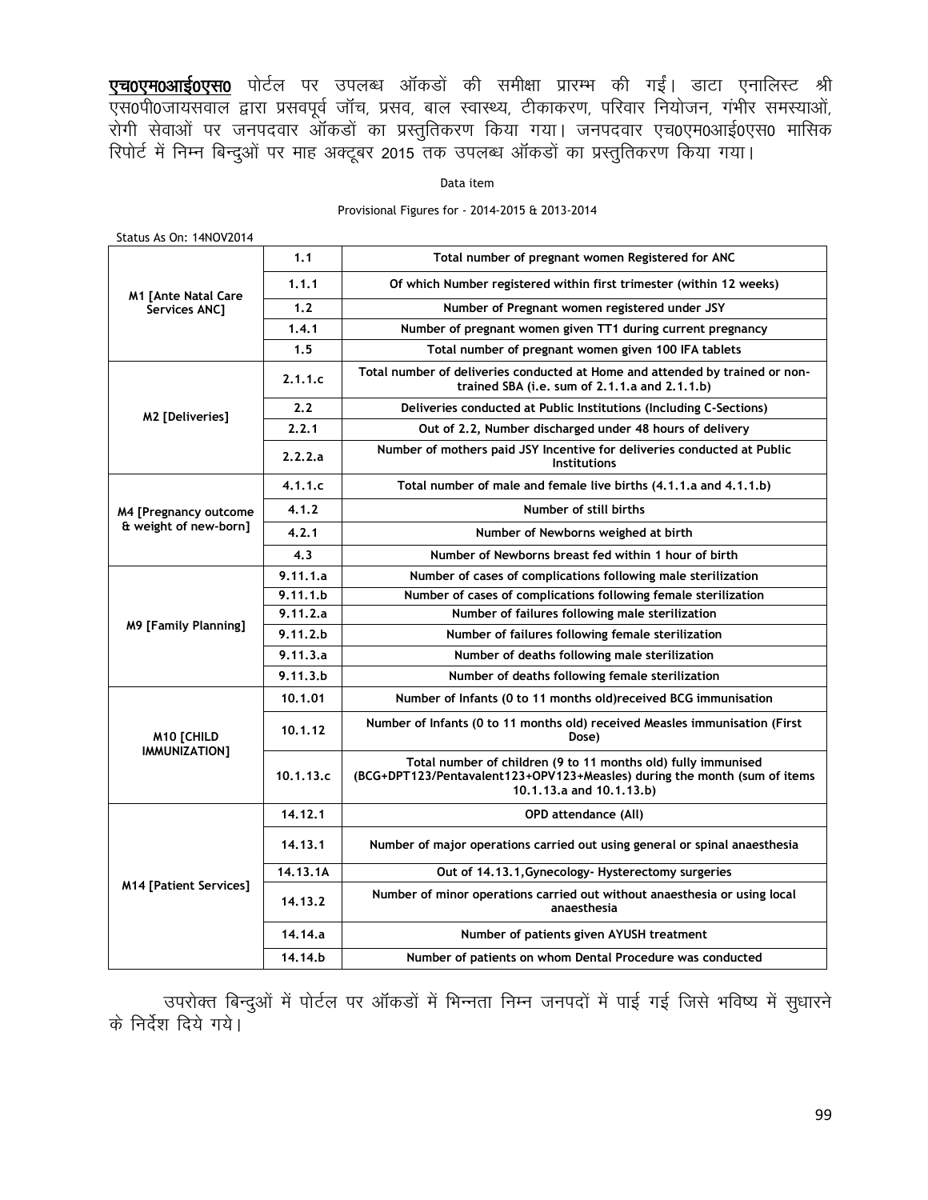**एच0एम0आई0एस0** पोर्टल पर उपलब्ध ऑकडों की समीक्षा प्रारम्भ की गईं। डाटा एनालिस्ट श्री एस0पी0जायसवाल द्वारा प्रसवपूर्व जॉच, प्रसव, बाल स्वास्थ्य, टीकाकरण, परिवार नियोजन, गंभीर समस्याओं, रोगी सेवाओं पर जनपदवार ऑकडों का प्रस्तुतिकरण किया गया। जनपदवार एच0एम0आई0एस0 मासिक रिपोर्ट में निम्न बिन्दुओं पर माह अक्टूबर 2015 तक उपलब्ध ऑकडों का प्रस्तुतिकरण किया गया।

Data item

Provisional Figures for - 2014-2015 & 2013-2014

Status As On: 14NOV2014

| | | |
|---|---|---|
| M1 [Ante Natal Care Services ANC] | 1.1 | Total number of pregnant women Registered for ANC |
| | 1.1.1 | Of which Number registered within first trimester (within 12 weeks) |
| | 1.2 | Number of Pregnant women registered under JSY |
| | 1.4.1 | Number of pregnant women given TT1 during current pregnancy |
| | 1.5 | Total number of pregnant women given 100 IFA tablets |
| M2 [Deliveries] | 2.1.1.c | Total number of deliveries conducted at Home and attended by trained or non-trained SBA (i.e. sum of 2.1.1.a and 2.1.1.b) |
| | 2.2 | Deliveries conducted at Public Institutions (Including C-Sections) |
| | 2.2.1 | Out of 2.2, Number discharged under 48 hours of delivery |
| | 2.2.2.a | Number of mothers paid JSY Incentive for deliveries conducted at Public Institutions |
| M4 [Pregnancy outcome & weight of new-born] | 4.1.1.c | Total number of male and female live births (4.1.1.a and 4.1.1.b) |
| | 4.1.2 | Number of still births |
| | 4.2.1 | Number of Newborns weighed at birth |
| | 4.3 | Number of Newborns breast fed within 1 hour of birth |
| M9 [Family Planning] | 9.11.1.a | Number of cases of complications following male sterilization |
| | 9.11.1.b | Number of cases of complications following female sterilization |
| | 9.11.2.a | Number of failures following male sterilization |
| | 9.11.2.b | Number of failures following female sterilization |
| | 9.11.3.a | Number of deaths following male sterilization |
| | 9.11.3.b | Number of deaths following female sterilization |
| M10 [CHILD IMMUNIZATION] | 10.1.01 | Number of Infants (0 to 11 months old)received BCG immunisation |
| | 10.1.12 | Number of Infants (0 to 11 months old) received Measles immunisation (First Dose) |
| | 10.1.13.c | Total number of children (9 to 11 months old) fully immunised (BCG+DPT123/Pentavalent123+OPV123+Measles) during the month (sum of items 10.1.13.a and 10.1.13.b) |
| M14 [Patient Services] | 14.12.1 | OPD attendance (All) |
| | 14.13.1 | Number of major operations carried out using general or spinal anaesthesia |
| | 14.13.1A | Out of 14.13.1,Gynecology- Hysterectomy surgeries |
| | 14.13.2 | Number of minor operations carried out without anaesthesia or using local anaesthesia |
| | 14.14.a | Number of patients given AYUSH treatment |
| | 14.14.b | Number of patients on whom Dental Procedure was conducted |

उपरोक्त बिन्दुओं में पोर्टल पर ऑकडों में भिन्नता निम्न जनपदों में पाई गई जिसे भविष्य में सुधारने के निर्देश दिये गये।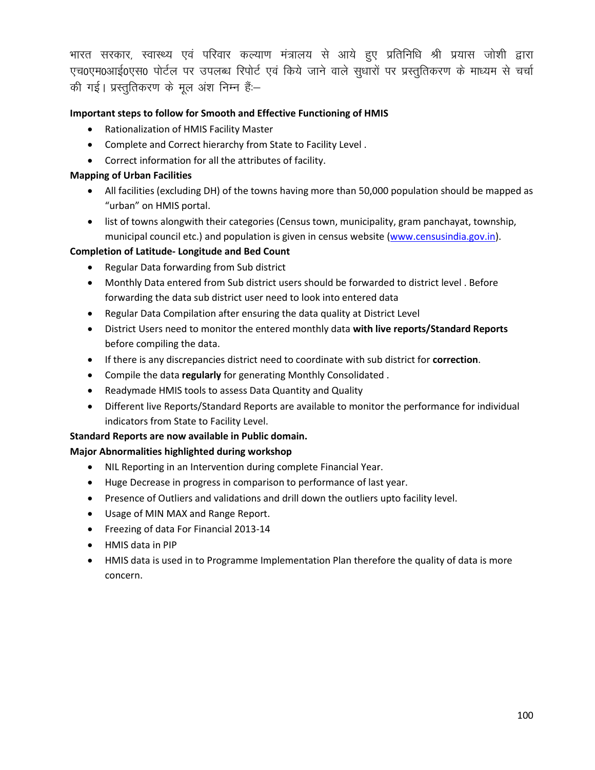भारत सरकार, स्वास्थ्य एवं परिवार कल्याण मंत्रालय से आये हुए प्रतिनिधि श्री प्रयास जोशी द्वारा एच0एम0आई0एस0 पोर्टल पर उपलब्ध रिपोर्ट एवं किये जाने वाले सुधारों पर प्रस्तुतिकरण के माध्यम से चर्चा की गई। प्रस्तुतिकरण के मूल अंश निम्न हैः–

**Important steps to follow for Smooth and Effective Functioning of HMIS**

- Rationalization of HMIS Facility Master
- Complete and Correct hierarchy from State to Facility Level .
- Correct information for all the attributes of facility.

**Mapping of Urban Facilities**

- All facilities (excluding DH) of the towns having more than 50,000 population should be mapped as "urban" on HMIS portal.
- list of towns alongwith their categories (Census town, municipality, gram panchayat, township, municipal council etc.) and population is given in census website (www.censusindia.gov.in).

**Completion of Latitude- Longitude and Bed Count**

- Regular Data forwarding from Sub district
- Monthly Data entered from Sub district users should be forwarded to district level . Before forwarding the data sub district user need to look into entered data
- Regular Data Compilation after ensuring the data quality at District Level
- District Users need to monitor the entered monthly data **with live reports/Standard Reports** before compiling the data.
- If there is any discrepancies district need to coordinate with sub district for **correction**.
- Compile the data **regularly** for generating Monthly Consolidated .
- Readymade HMIS tools to assess Data Quantity and Quality
- Different live Reports/Standard Reports are available to monitor the performance for individual indicators from State to Facility Level.

**Standard Reports are now available in Public domain.**

**Major Abnormalities highlighted during workshop**

- NIL Reporting in an Intervention during complete Financial Year.
- Huge Decrease in progress in comparison to performance of last year.
- Presence of Outliers and validations and drill down the outliers upto facility level.
- Usage of MIN MAX and Range Report.
- Freezing of data For Financial 2013-14
- HMIS data in PIP
- HMIS data is used in to Programme Implementation Plan therefore the quality of data is more concern.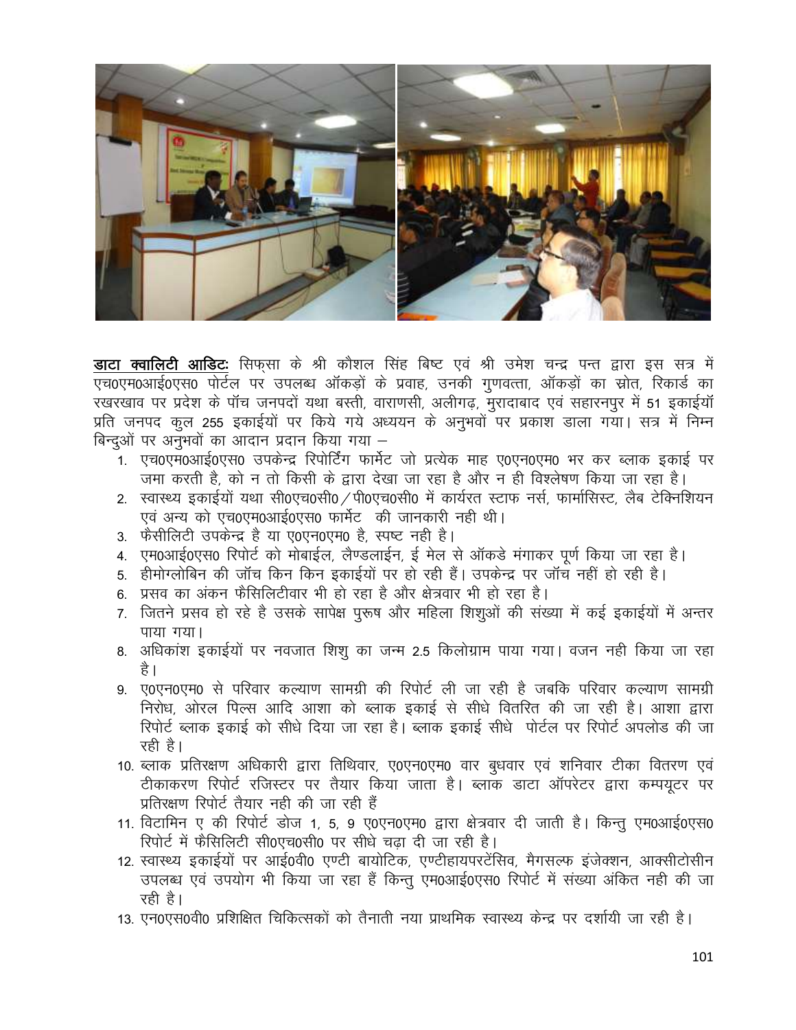**<u>डाटा क्वालिटी आडिटः</u>** सिफ्सा के श्री कौशल सिंह बिष्ट एवं श्री उमेश चन्द्र पन्त द्वारा इस सत्र में एच0एम0आई0एस0 पोर्टल पर उपलब्ध ऑकड़ों के प्रवाह, उनकी गुणवत्ता, ऑकड़ों का स्रोत, रिकार्ड का रखरखाव पर प्रदेश के पॉच जनपदों यथा बस्ती, वाराणसी, अलीगढ़, मुरादाबाद एवं सहारनपुर में 51 इकाईयॉ प्रति जनपद कुल 255 इकाईयों पर किये गये अध्ययन के अनुभवों पर प्रकाश डाला गया। सत्र में निम्न बिन्दुओं पर अनुभवों का आदान प्रदान किया गया –

1. एच0एम0आई0एस0 उपकेन्द्र रिपोर्टिंग फार्मेट जो प्रत्येक माह ए0एन0एम0 भर कर ब्लाक इकाई पर जमा करती है, को न तो किसी के द्वारा देखा जा रहा है और न ही विश्लेषण किया जा रहा है।
2. स्वास्थ्य इकाईयों यथा सी0एच0सी0/पी0एच0सी0 में कार्यरत स्टाफ नर्स, फार्मासिस्ट, लैब टेक्निशियन एवं अन्य को एच0एम0आई0एस0 फार्मेट की जानकारी नही थी।
3. फैसीलिटी उपकेन्द्र है या ए0एन0एम0 है, स्पष्ट नही है।
4. एम0आई0एस0 रिपोर्ट को मोबाईल, लैण्डलाईन, ई मेल से ऑकडे मंगाकर पूर्ण किया जा रहा है।
5. हीमोग्लोबिन की जॉच किन किन इकाईयों पर हो रही हैं। उपकेन्द्र पर जॉच नहीं हो रही है।
6. प्रसव का अंकन फैसिलिटीवार भी हो रहा है और क्षेत्रवार भी हो रहा है।
7. जितने प्रसव हो रहे है उसके सापेक्ष पुरूष और महिला शिशुओं की संख्या में कई इकाईयों में अन्तर पाया गया।
8. अधिकांश इकाईयों पर नवजात शिशु का जन्म 2.5 किलोग्राम पाया गया। वजन नही किया जा रहा है।
9. ए0एन0एम0 से परिवार कल्याण सामग्री की रिपोर्ट ली जा रही है जबकि परिवार कल्याण सामग्री निरोध, ओरल पिल्स आदि आशा को ब्लाक इकाई से सीधे वितरित की जा रही है। आशा द्वारा रिपोर्ट ब्लाक इकाई को सीधे दिया जा रहा है। ब्लाक इकाई सीधे पोर्टल पर रिपोर्ट अपलोड की जा रही है।
10. ब्लाक प्रतिरक्षण अधिकारी द्वारा तिथिवार, ए0एन0एम0 वार बुधवार एवं शनिवार टीका वितरण एवं टीकाकरण रिपोर्ट रजिस्टर पर तैयार किया जाता है। ब्लाक डाटा ऑपरेटर द्वारा कम्पयूटर पर प्रतिरक्षण रिपोर्ट तैयार नही की जा रही हैं
11. विटामिन ए की रिपोर्ट डोज 1, 5, 9 ए0एन0एम0 द्वारा क्षेत्रवार दी जाती है। किन्तु एम0आई0एस0 रिपोर्ट में फैसिलिटी सी0एच0सी0 पर सीधे चढ़ा दी जा रही है।
12. स्वास्थ्य इकाईयों पर आई0वी0 एण्टी बायोटिक, एण्टीहायपरटेंसिव, मैगसल्फ इंजेक्शन, आक्सीटोसीन उपलब्ध एवं उपयोग भी किया जा रहा हैं किन्तु एम0आई0एस0 रिपोर्ट में संख्या अंकित नही की जा रही है।
13. एन0एस0वी0 प्रशिक्षित चिकित्सकों को तैनाती नया प्राथमिक स्वास्थ्य केन्द्र पर दर्शायी जा रही है।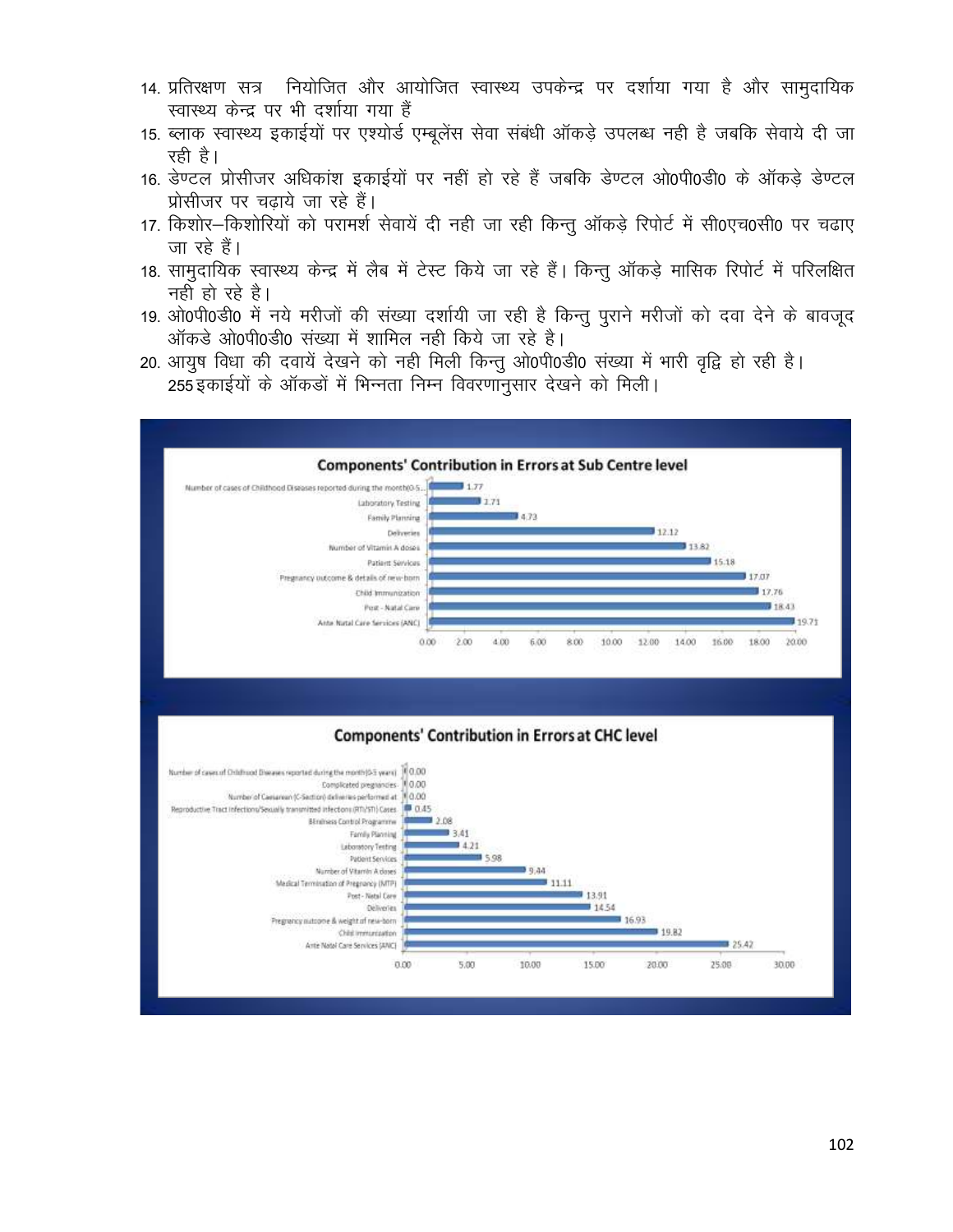14. प्रतिरक्षण सत्र नियोजित और आयोजित स्वास्थ्य उपकेन्द्र पर दर्शाया गया है और सामुदायिक स्वास्थ्य केन्द्र पर भी दर्शाया गया हैं
15. ब्लाक स्वास्थ्य इकाईयों पर एश्योर्ड एम्बूलेंस सेवा संबंधी ऑकड़े उपलब्ध नही है जबकि सेवाये दी जा रही है।
16. डेण्टल प्रोसीजर अधिकांश इकाईयों पर नहीं हो रहे हैं जबकि डेण्टल ओ0पी0डी0 के ऑकड़े डेण्टल प्रोसीजर पर चढ़ाये जा रहे हैं।
17. किशोर–किशोरियों को परामर्श सेवायें दी नही जा रही किन्तु ऑकड़े रिपोर्ट में सी0एच0सी0 पर चढाए जा रहे हैं।
18. सामुदायिक स्वास्थ्य केन्द्र में लैब में टेस्ट किये जा रहे हैं। किन्तु ऑकड़े मासिक रिपोर्ट में परिलक्षित नही हो रहे है।
19. ओ0पी0डी0 में नये मरीजों की संख्या दर्शायी जा रही है किन्तु पुराने मरीजों को दवा देने के बावजूद ऑकडे ओ0पी0डी0 संख्या में शामिल नही किये जा रहे है।
20. आयुष विधा की दवायें देखने को नही मिली किन्तु ओ0पी0डी0 संख्या में भारी वृद्वि हो रही है।

255 इकाईयों के ऑकडों में भिन्नता निम्न विवरणानुसार देखने को मिली।

**Components' Contribution in Errors at Sub Centre level**

| Component | Contribution |
|---|---|
| Number of cases of Childhood Diseases reported during the month(0-5... | 1.77 |
| Laboratory Testing | 2.71 |
| Family Planning | 4.73 |
| Deliveries | 12.12 |
| Number of Vitamin A doses | 13.82 |
| Patient Services | 15.18 |
| Pregnancy outcome & details of new-born | 17.07 |
| Child Immunization | 17.76 |
| Post - Natal Care | 18.43 |
| Ante Natal Care Services (ANC) | 19.71 |

**Components' Contribution in Errors at CHC level**

| Component | Contribution |
|---|---|
| Number of cases of Childhood Diseases reported during the month(0-5 years) | 0.00 |
| Complicated pregnancies | 0.00 |
| Number of Caesarean (C-Section) deliveries performed at | 0.00 |
| Reproductive Tract Infections/Sexually transmitted Infections (RTI/STI) Cases | 0.45 |
| Blindness Control Programme | 2.08 |
| Family Planning | 3.41 |
| Laboratory Testing | 4.21 |
| Patient Services | 5.98 |
| Number of Vitamin A doses | 9.44 |
| Medical Termination of Pregnancy (MTP) | 11.11 |
| Post - Natal Care | 13.91 |
| Deliveries | 14.54 |
| Pregnancy outcome & weight of new-born | 16.93 |
| Child Immunization | 19.82 |
| Ante Natal Care Services (ANC) | 25.42 |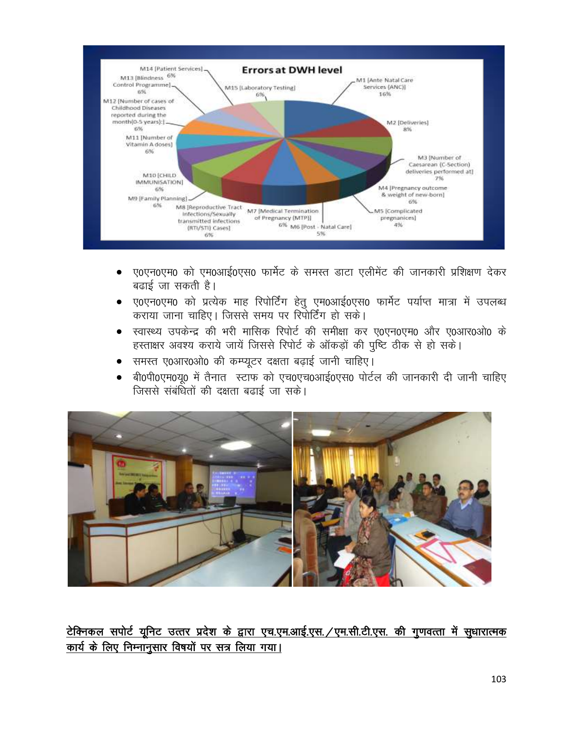**Errors at DWH level**

| Element | Percentage |
|---|---|
| M1 [Ante Natal Care Services (ANC)] | 16% |
| M2 [Deliveries] | 8% |
| M3 [Number of Caesarean (C-Section) deliveries performed at] | 7% |
| M4 [Pregnancy outcome & weight of new-born] | 6% |
| M5 [Complicated pregnanices] | 4% |
| M6 [Post - Natal Care] | 5% |
| M7 [Medical Termination of Pregnancy (MTP)] | 6% |
| M8 [Reproductive Tract Infections/Sexually transmitted infections (RTI/STI) Cases] | 6% |
| M9 [Family Planning] | 6% |
| M10 [CHILD IMMUNISATION] | 6% |
| M11 [Number of Vitamin A doses] | 6% |
| M12 [Number of cases of Childhood Diseases reported during the month(0-5 years):] | 6% |
| M13 [Blindness Control Programme] | 6% |
| M14 [Patient Services] | 6% |
| M15 [Laboratory Testing] | 6% |

- ए0एन0एम0 को एम0आई0एस0 फार्मेट के समस्त डाटा एलीमेंट की जानकारी प्रशिक्षण देकर बढाई जा सकती है।
- ए0एन0एम0 को प्रत्येक माह रिपोर्टिंग हेतु एम0आई0एस0 फार्मेट पर्याप्त मात्रा में उपलब्ध कराया जाना चाहिए। जिससे समय पर रिपोर्टिंग हो सके।
- स्वास्थ्य उपकेन्द्र की भरी मासिक रिपोर्ट की समीक्षा कर ए0एन0एम0 और ए0आर0ओ0 के हस्ताक्षर अवश्य कराये जायें जिससे रिपोर्ट के ऑकड़ों की पुष्टि ठीक से हो सके।
- समस्त ए0आर0ओ0 की कम्प्यूटर दक्षता बढ़ाई जानी चाहिए।
- बी0पी0एम0यू0 में तैनात स्टाफ को एच0एच0आई0एस0 पोर्टल की जानकारी दी जानी चाहिए जिससे संबंधितों की दक्षता बढाई जा सके।

**<u>टेक्निकल सपोर्ट यूनिट उत्तर प्रदेश के द्वारा एच.एम.आई.एस./एम.सी.टी.एस. की गुणवत्ता में सुधारात्मक कार्य के लिए निम्नानुसार विषयों पर सत्र लिया गया।</u>**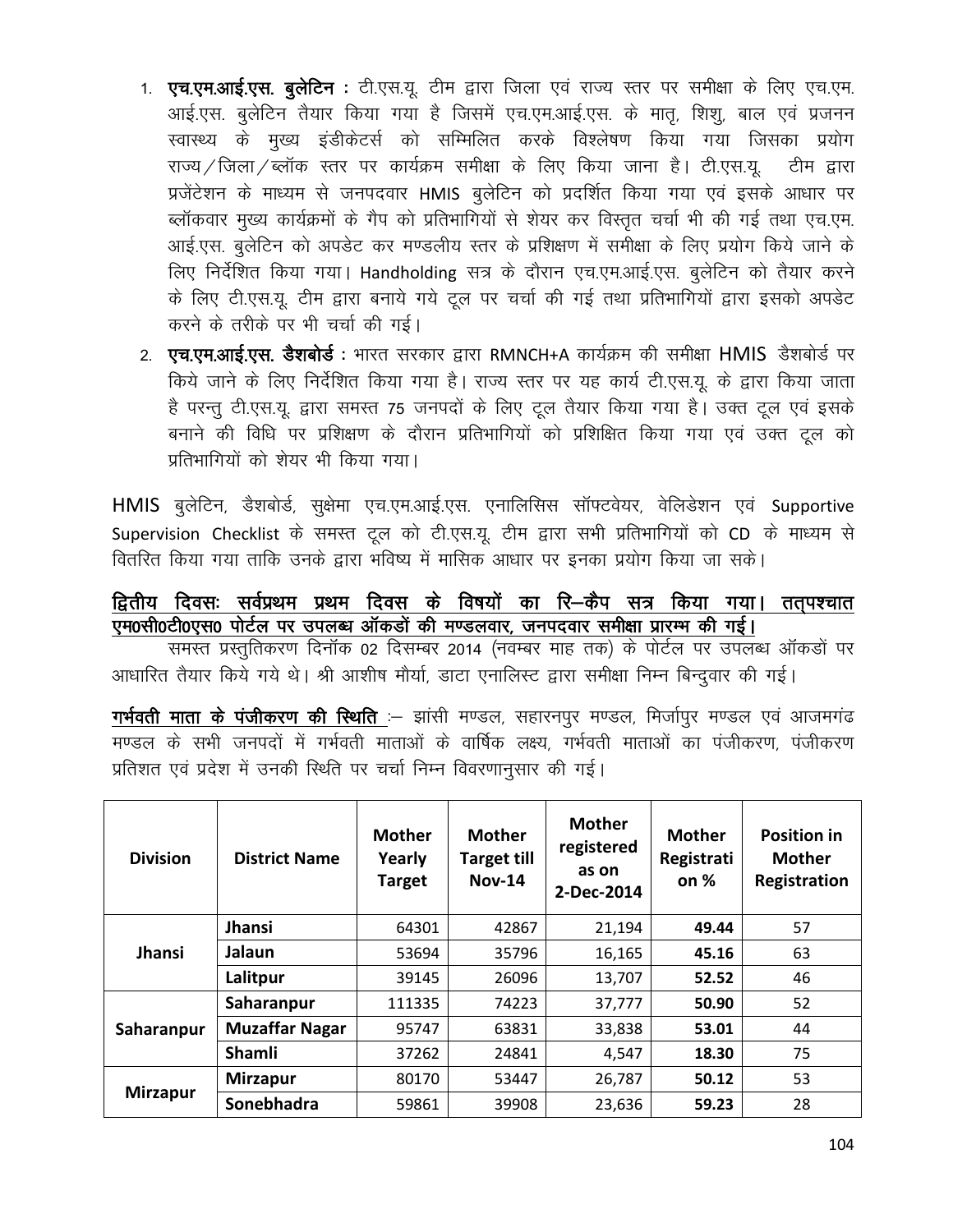1. **एच.एम.आई.एस. बुलेटिन :** टी.एस.यू. टीम द्वारा जिला एवं राज्य स्तर पर समीक्षा के लिए एच.एम. आई.एस. बुलेटिन तैयार किया गया है जिसमें एच.एम.आई.एस. के मातृ, शिशु, बाल एवं प्रजनन स्वास्थ्य के मुख्य इंडीकेटर्स को सम्मिलित करके विश्लेषण किया गया जिसका प्रयोग राज्य/जिला/ब्लॉक स्तर पर कार्यक्रम समीक्षा के लिए किया जाना है। टी.एस.यू. टीम द्वारा प्रजेंटेशन के माध्यम से जनपदवार HMIS बुलेटिन को प्रदर्शित किया गया एवं इसके आधार पर ब्लॉकवार मुख्य कार्यक्रमों के गैप को प्रतिभागियों से शेयर कर विस्तृत चर्चा भी की गई तथा एच.एम. आई.एस. बुलेटिन को अपडेट कर मण्डलीय स्तर के प्रशिक्षण में समीक्षा के लिए प्रयोग किये जाने के लिए निर्देशित किया गया। Handholding सत्र के दौरान एच.एम.आई.एस. बुलेटिन को तैयार करने के लिए टी.एस.यू. टीम द्वारा बनाये गये टूल पर चर्चा की गई तथा प्रतिभागियों द्वारा इसको अपडेट करने के तरीके पर भी चर्चा की गई।
2. **एच.एम.आई.एस. डैशबोर्ड :** भारत सरकार द्वारा RMNCH+A कार्यक्रम की समीक्षा HMIS डैशबोर्ड पर किये जाने के लिए निर्देशित किया गया है। राज्य स्तर पर यह कार्य टी.एस.यू. के द्वारा किया जाता है परन्तु टी.एस.यू. द्वारा समस्त 75 जनपदों के लिए टूल तैयार किया गया है। उक्त टूल एवं इसके बनाने की विधि पर प्रशिक्षण के दौरान प्रतिभागियों को प्रशिक्षित किया गया एवं उक्त टूल को प्रतिभागियों को शेयर भी किया गया।

HMIS बुलेटिन, डैशबोर्ड, सुक्षेमा एच.एम.आई.एस. एनालिसिस सॉफ्टवेयर, वेलिडेशन एवं Supportive Supervision Checklist के समस्त टूल को टी.एस.यू. टीम द्वारा सभी प्रतिभागियों को CD के माध्यम से वितरित किया गया ताकि उनके द्वारा भविष्य में मासिक आधार पर इनका प्रयोग किया जा सके।

**<u>द्वितीय दिवसः सर्वप्रथम प्रथम दिवस के विषयों का रि–कैप सत्र किया गया। तत्पश्चात एम0सी0टी0एस0 पोर्टल पर उपलब्ध ऑकडों की मण्डलवार, जनपदवार समीक्षा प्रारम्भ की गई।</u>**

समस्त प्रस्तुतिकरण दिनॉक 02 दिसम्बर 2014 (नवम्बर माह तक) के पोर्टल पर उपलब्ध ऑकडों पर आधारित तैयार किये गये थे। श्री आशीष मौर्या, डाटा एनालिस्ट द्वारा समीक्षा निम्न बिन्दुवार की गई।

**<u>गर्भवती माता के पंजीकरण की स्थिति</u>** :– झांसी मण्डल, सहारनपुर मण्डल, मिर्जापुर मण्डल एवं आजमगंढ मण्डल के सभी जनपदों में गर्भवती माताओं के वार्षिक लक्ष्य, गर्भवती माताओं का पंजीकरण, पंजीकरण प्रतिशत एवं प्रदेश में उनकी स्थिति पर चर्चा निम्न विवरणानुसार की गई।

| Division | District Name | Mother Yearly Target | Mother Target till Nov-14 | Mother registered as on 2-Dec-2014 | Mother Registration % | Position in Mother Registration |
|---|---|---|---|---|---|---|
| Jhansi | Jhansi | 64301 | 42867 | 21,194 | **49.44** | 57 |
| | Jalaun | 53694 | 35796 | 16,165 | **45.16** | 63 |
| | Lalitpur | 39145 | 26096 | 13,707 | **52.52** | 46 |
| Saharanpur | Saharanpur | 111335 | 74223 | 37,777 | **50.90** | 52 |
| | Muzaffar Nagar | 95747 | 63831 | 33,838 | **53.01** | 44 |
| | Shamli | 37262 | 24841 | 4,547 | **18.30** | 75 |
| Mirzapur | Mirzapur | 80170 | 53447 | 26,787 | **50.12** | 53 |
| | Sonebhadra | 59861 | 39908 | 23,636 | **59.23** | 28 |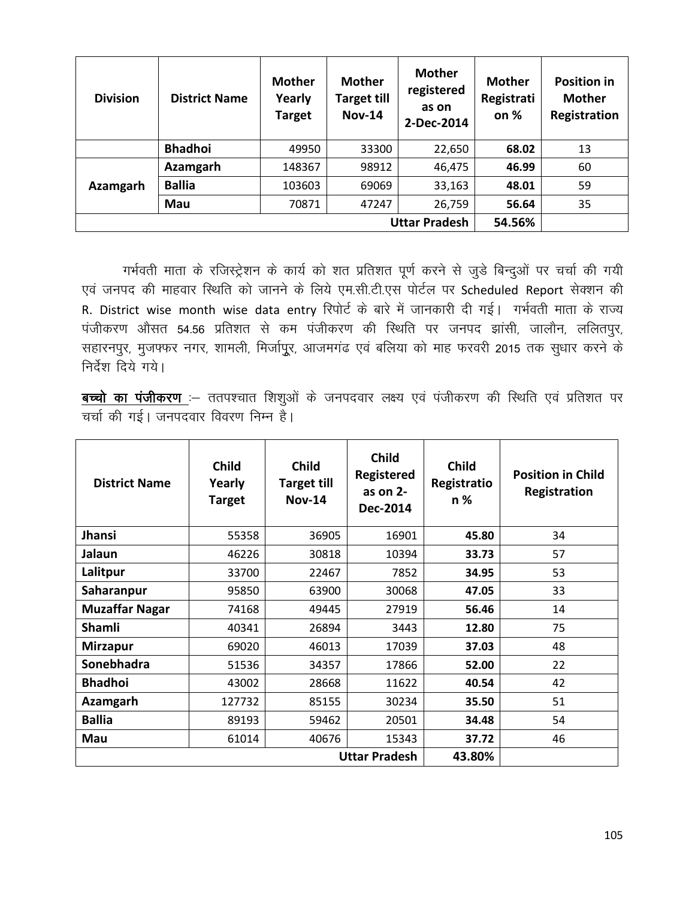| Division | District Name | Mother Yearly Target | Mother Target till Nov-14 | Mother registered as on 2-Dec-2014 | Mother Registration % | Position in Mother Registration |
|---|---|---|---|---|---|---|
| | **Bhadhoi** | 49950 | 33300 | 22,650 | **68.02** | 13 |
| **Azamgarh** | **Azamgarh** | 148367 | 98912 | 46,475 | **46.99** | 60 |
| | **Ballia** | 103603 | 69069 | 33,163 | **48.01** | 59 |
| | **Mau** | 70871 | 47247 | 26,759 | **56.64** | 35 |
| | | | | **Uttar Pradesh** | **54.56%** | |

गर्भवती माता के रजिस्ट्रेशन के कार्य को शत प्रतिशत पूर्ण करने से जुडे बिन्दुओं पर चर्चा की गयी एवं जनपद की माहवार स्थिति को जानने के लिये एम.सी.टी.एस पोर्टल पर Scheduled Report सेक्शन की R. District wise month wise data entry रिपोर्ट के बारे में जानकारी दी गई। गर्भवती माता के राज्य पंजीकरण औसत 54.56 प्रतिशत से कम पंजीकरण की स्थिति पर जनपद झांसी, जालौन, ललितपुर, सहारनपुर, मुजफ्फर नगर, शामली, मिर्जापुर, आजमगंढ एवं बलिया को माह फरवरी 2015 तक सुधार करने के निर्देश दिये गये।

**बच्चो का पंजीकरण** :– ततपश्चात शिशुओं के जनपदवार लक्ष्य एवं पंजीकरण की स्थिति एवं प्रतिशत पर चर्चा की गई। जनपदवार विवरण निम्न है।

| District Name | Child Yearly Target | Child Target till Nov-14 | Child Registered as on 2-Dec-2014 | Child Registration % | Position in Child Registration |
|---|---|---|---|---|---|
| **Jhansi** | 55358 | 36905 | 16901 | **45.80** | 34 |
| **Jalaun** | 46226 | 30818 | 10394 | **33.73** | 57 |
| **Lalitpur** | 33700 | 22467 | 7852 | **34.95** | 53 |
| **Saharanpur** | 95850 | 63900 | 30068 | **47.05** | 33 |
| **Muzaffar Nagar** | 74168 | 49445 | 27919 | **56.46** | 14 |
| **Shamli** | 40341 | 26894 | 3443 | **12.80** | 75 |
| **Mirzapur** | 69020 | 46013 | 17039 | **37.03** | 48 |
| **Sonebhadra** | 51536 | 34357 | 17866 | **52.00** | 22 |
| **Bhadhoi** | 43002 | 28668 | 11622 | **40.54** | 42 |
| **Azamgarh** | 127732 | 85155 | 30234 | **35.50** | 51 |
| **Ballia** | 89193 | 59462 | 20501 | **34.48** | 54 |
| **Mau** | 61014 | 40676 | 15343 | **37.72** | 46 |
| | | | **Uttar Pradesh** | **43.80%** | |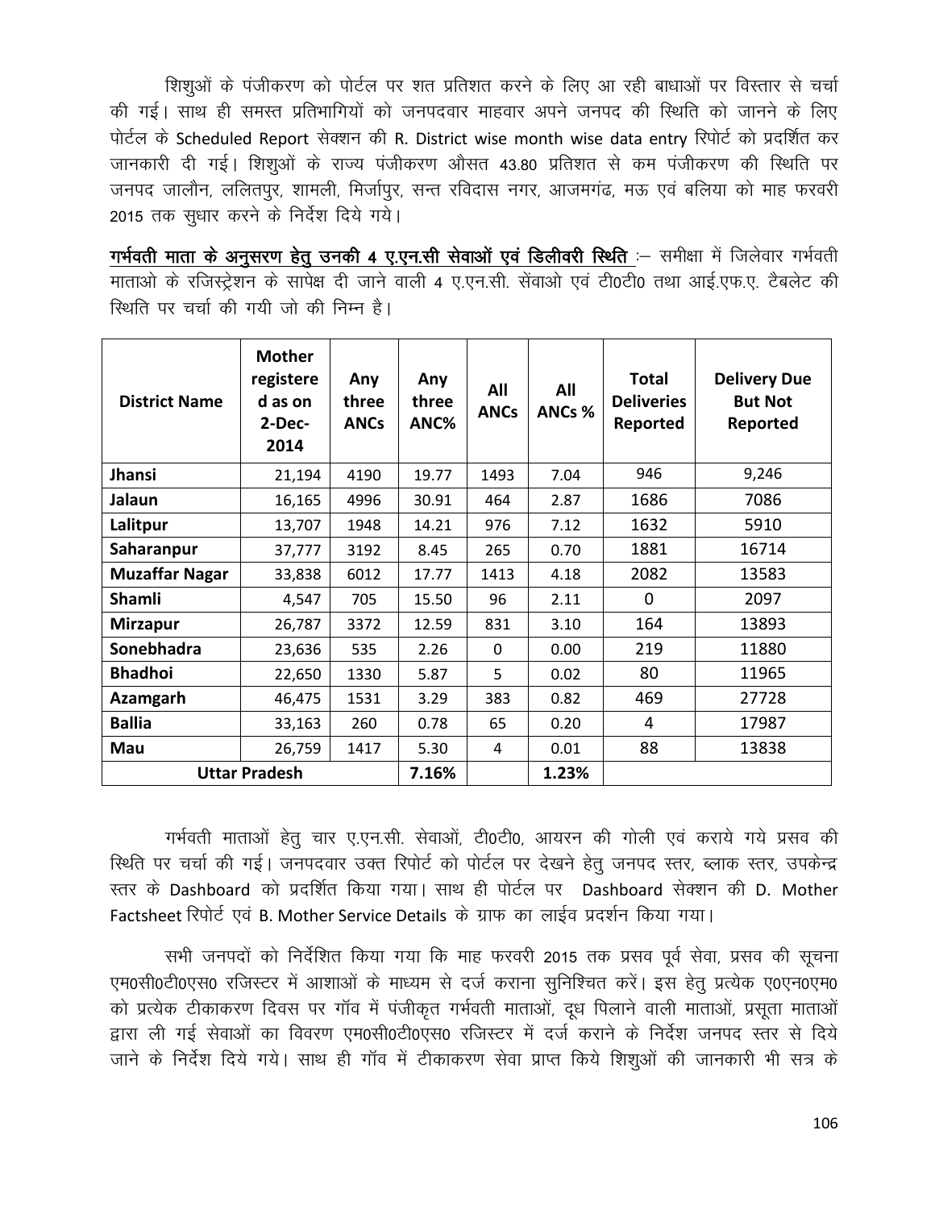शिशुओं के पंजीकरण को पोर्टल पर शत प्रतिशत करने के लिए आ रही बाधाओं पर विस्तार से चर्चा की गई। साथ ही समस्त प्रतिभागियों को जनपदवार माहवार अपने जनपद की स्थिति को जानने के लिए पोर्टल के Scheduled Report सेक्शन की R. District wise month wise data entry रिपोर्ट को प्रदर्शित कर जानकारी दी गई। शिशुओं के राज्य पंजीकरण औसत 43.80 प्रतिशत से कम पंजीकरण की स्थिति पर जनपद जालौन, ललितपुर, शामली, मिर्जापुर, सन्त रविदास नगर, आजमगंढ, मऊ एवं बलिया को माह फरवरी 2015 तक सुधार करने के निर्देश दिये गये।

**<u>गर्भवती माता के अनुसरण हेतु उनकी 4 ए.एन.सी सेवाओं एवं डिलीवरी स्थिति</u>** :– समीक्षा में जिलेवार गर्भवती माताओ के रजिस्ट्रेशन के सापेक्ष दी जाने वाली 4 ए.एन.सी. सेंवाओ एवं टी0टी0 तथा आई.एफ.ए. टैबलेट की स्थिति पर चर्चा की गयी जो की निम्न है।

| District Name | Mother registered as on 2-Dec-2014 | Any three ANCs | Any three ANC% | All ANCs | All ANCs % | Total Deliveries Reported | Delivery Due But Not Reported |
|---|---|---|---|---|---|---|---|
| **Jhansi** | 21,194 | 4190 | 19.77 | 1493 | 7.04 | 946 | 9,246 |
| **Jalaun** | 16,165 | 4996 | 30.91 | 464 | 2.87 | 1686 | 7086 |
| **Lalitpur** | 13,707 | 1948 | 14.21 | 976 | 7.12 | 1632 | 5910 |
| **Saharanpur** | 37,777 | 3192 | 8.45 | 265 | 0.70 | 1881 | 16714 |
| **Muzaffar Nagar** | 33,838 | 6012 | 17.77 | 1413 | 4.18 | 2082 | 13583 |
| **Shamli** | 4,547 | 705 | 15.50 | 96 | 2.11 | 0 | 2097 |
| **Mirzapur** | 26,787 | 3372 | 12.59 | 831 | 3.10 | 164 | 13893 |
| **Sonebhadra** | 23,636 | 535 | 2.26 | 0 | 0.00 | 219 | 11880 |
| **Bhadhoi** | 22,650 | 1330 | 5.87 | 5 | 0.02 | 80 | 11965 |
| **Azamgarh** | 46,475 | 1531 | 3.29 | 383 | 0.82 | 469 | 27728 |
| **Ballia** | 33,163 | 260 | 0.78 | 65 | 0.20 | 4 | 17987 |
| **Mau** | 26,759 | 1417 | 5.30 | 4 | 0.01 | 88 | 13838 |
| **Uttar Pradesh** | | | **7.16%** | | **1.23%** | | |

गर्भवती माताओं हेतु चार ए.एन.सी. सेवाओं, टी0टी0, आयरन की गोली एवं कराये गये प्रसव की स्थिति पर चर्चा की गई। जनपदवार उक्त रिपोर्ट को पोर्टल पर देखने हेतु जनपद स्तर, ब्लाक स्तर, उपकेन्द्र स्तर के Dashboard को प्रदर्शित किया गया। साथ ही पोर्टल पर Dashboard सेक्शन की D. Mother Factsheet रिपोर्ट एवं B. Mother Service Details के ग्राफ का लाईव प्रदर्शन किया गया।

सभी जनपदों को निर्देशित किया गया कि माह फरवरी 2015 तक प्रसव पूर्व सेवा, प्रसव की सूचना एम0सी0टी0एस0 रजिस्टर में आशाओं के माध्यम से दर्ज कराना सुनिश्चित करें। इस हेतु प्रत्येक ए0एन0एम0 को प्रत्येक टीकाकरण दिवस पर गॉव में पंजीकृत गर्भवती माताओं, दूध पिलाने वाली माताओं, प्रसूता माताओं द्वारा ली गई सेवाओं का विवरण एम0सी0टी0एस0 रजिस्टर में दर्ज कराने के निर्देश जनपद स्तर से दिये जाने के निर्देश दिये गये। साथ ही गॉव में टीकाकरण सेवा प्राप्त किये शिशुओं की जानकारी भी सत्र के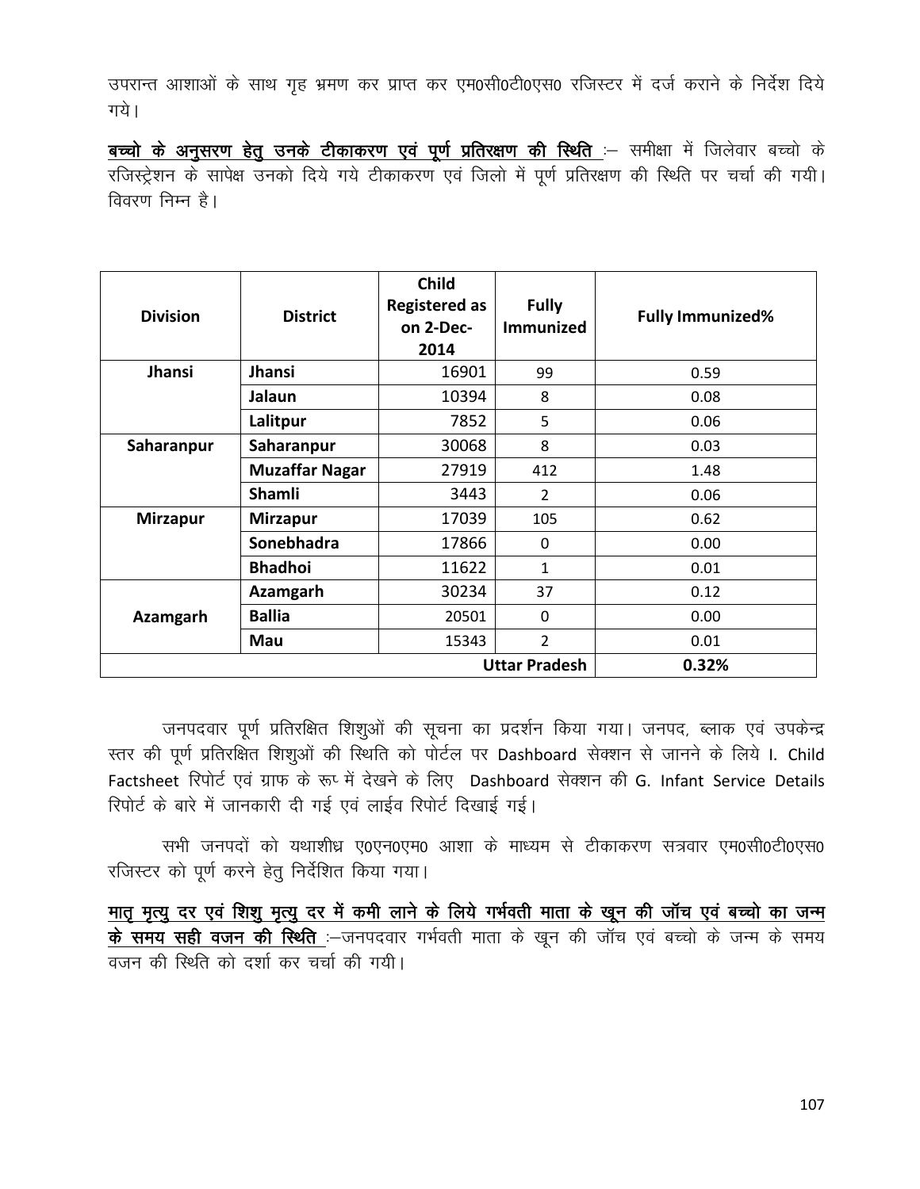उपरान्त आशाओं के साथ गृह भ्रमण कर प्राप्त कर एम0सी0टी0एस0 रजिस्टर में दर्ज कराने के निर्देश दिये गये।

**<u>बच्चो के अनुसरण हेतु उनके टीकाकरण एवं पूर्ण प्रतिरक्षण की स्थिति</u>** :– समीक्षा में जिलेवार बच्चो के रजिस्ट्रेशन के सापेक्ष उनको दिये गये टीकाकरण एवं जिलो में पूर्ण प्रतिरक्षण की स्थिति पर चर्चा की गयी। विवरण निम्न है।

| Division | District | Child Registered as on 2-Dec-2014 | Fully Immunized | Fully Immunized% |
|---|---|---|---|---|
| Jhansi | Jhansi | 16901 | 99 | 0.59 |
| | Jalaun | 10394 | 8 | 0.08 |
| | Lalitpur | 7852 | 5 | 0.06 |
| Saharanpur | Saharanpur | 30068 | 8 | 0.03 |
| | Muzaffar Nagar | 27919 | 412 | 1.48 |
| | Shamli | 3443 | 2 | 0.06 |
| Mirzapur | Mirzapur | 17039 | 105 | 0.62 |
| | Sonebhadra | 17866 | 0 | 0.00 |
| | Bhadhoi | 11622 | 1 | 0.01 |
| Azamgarh | Azamgarh | 30234 | 37 | 0.12 |
| | Ballia | 20501 | 0 | 0.00 |
| | Mau | 15343 | 2 | 0.01 |
| | | | Uttar Pradesh | 0.32% |

जनपदवार पूर्ण प्रतिरक्षित शिशुओं की सूचना का प्रदर्शन किया गया। जनपद, ब्लाक एवं उपकेन्द्र स्तर की पूर्ण प्रतिरक्षित शिशुओं की स्थिति को पोर्टल पर Dashboard सेक्शन से जानने के लिये I. Child Factsheet रिपोर्ट एवं ग्राफ के रूप में देखने के लिए Dashboard सेक्शन की G. Infant Service Details रिपोर्ट के बारे में जानकारी दी गई एवं लाईव रिपोर्ट दिखाई गई।

सभी जनपदों को यथाशीघ्र ए0एन0एम0 आशा के माध्यम से टीकाकरण सत्रवार एम0सी0टी0एस0 रजिस्टर को पूर्ण करने हेतु निर्देशित किया गया।

**<u>मातृ मृत्यु दर एवं शिशु मृत्यु दर में कमी लाने के लिये गर्भवती माता के खून की जॉच एवं बच्चो का जन्म के समय सही वजन की स्थिति</u>** :–जनपदवार गर्भवती माता के खून की जॉच एवं बच्चो के जन्म के समय वजन की स्थिति को दर्शा कर चर्चा की गयी।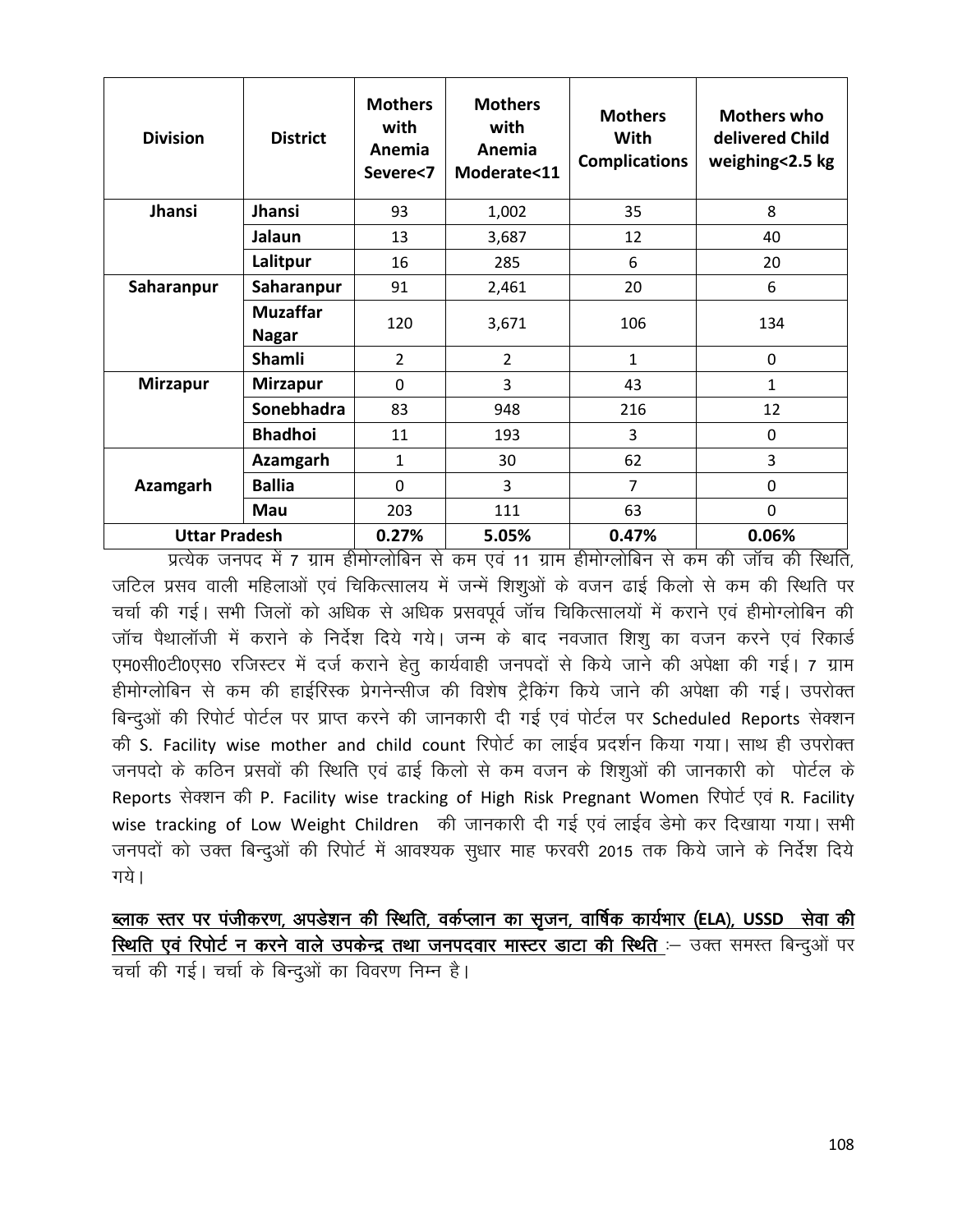| Division | District | Mothers with Anemia Severe<7 | Mothers with Anemia Moderate<11 | Mothers With Complications | Mothers who delivered Child weighing<2.5 kg |
|---|---|---|---|---|---|
| Jhansi | Jhansi | 93 | 1,002 | 35 | 8 |
| | Jalaun | 13 | 3,687 | 12 | 40 |
| | Lalitpur | 16 | 285 | 6 | 20 |
| Saharanpur | Saharanpur | 91 | 2,461 | 20 | 6 |
| | Muzaffar Nagar | 120 | 3,671 | 106 | 134 |
| | Shamli | 2 | 2 | 1 | 0 |
| Mirzapur | Mirzapur | 0 | 3 | 43 | 1 |
| | Sonebhadra | 83 | 948 | 216 | 12 |
| | Bhadhoi | 11 | 193 | 3 | 0 |
| Azamgarh | Azamgarh | 1 | 30 | 62 | 3 |
| | Ballia | 0 | 3 | 7 | 0 |
| | Mau | 203 | 111 | 63 | 0 |
| **Uttar Pradesh** | | **0.27%** | **5.05%** | **0.47%** | **0.06%** |

प्रत्येक जनपद में 7 ग्राम हीमोग्लोबिन से कम एवं 11 ग्राम हीमोग्लोबिन से कम की जॉच की स्थिति, जटिल प्रसव वाली महिलाओं एवं चिकित्सालय में जन्में शिशुओं के वजन ढाई किलो से कम की स्थिति पर चर्चा की गई। सभी जिलों को अधिक से अधिक प्रसवपूर्व जॉच चिकित्सालयों में कराने एवं हीमोग्लोबिन की जॉच पैथालॉजी में कराने के निर्देश दिये गये। जन्म के बाद नवजात शिशु का वजन करने एवं रिकार्ड एम0सी0टी0एस0 रजिस्टर में दर्ज कराने हेतु कार्यवाही जनपदों से किये जाने की अपेक्षा की गई। 7 ग्राम हीमोग्लोबिन से कम की हाईरिस्क प्रेगनेन्सीज की विशेष ट्रैकिंग किये जाने की अपेक्षा की गई। उपरोक्त बिन्दुओं की रिपोर्ट पोर्टल पर प्राप्त करने की जानकारी दी गई एवं पोर्टल पर Scheduled Reports सेक्शन की S. Facility wise mother and child count रिपोर्ट का लाईव प्रदर्शन किया गया। साथ ही उपरोक्त जनपदो के कठिन प्रसवों की स्थिति एवं ढाई किलो से कम वजन के शिशुओं की जानकारी को पोर्टल के Reports सेक्शन की P. Facility wise tracking of High Risk Pregnant Women रिपोर्ट एवं R. Facility wise tracking of Low Weight Children की जानकारी दी गई एवं लाईव डेमो कर दिखाया गया। सभी जनपदों को उक्त बिन्दुओं की रिपोर्ट में आवश्यक सुधार माह फरवरी 2015 तक किये जाने के निर्देश दिये गये।

<u>**ब्लाक स्तर पर पंजीकरण, अपडेशन की स्थिति, वर्कप्लान का सृजन, वार्षिक कार्यभार (ELA), USSD सेवा की स्थिति एवं रिपोर्ट न करने वाले उपकेन्द्र तथा जनपदवार मास्टर डाटा की स्थिति**</u> :– उक्त समस्त बिन्दुओं पर चर्चा की गई। चर्चा के बिन्दुओं का विवरण निम्न है।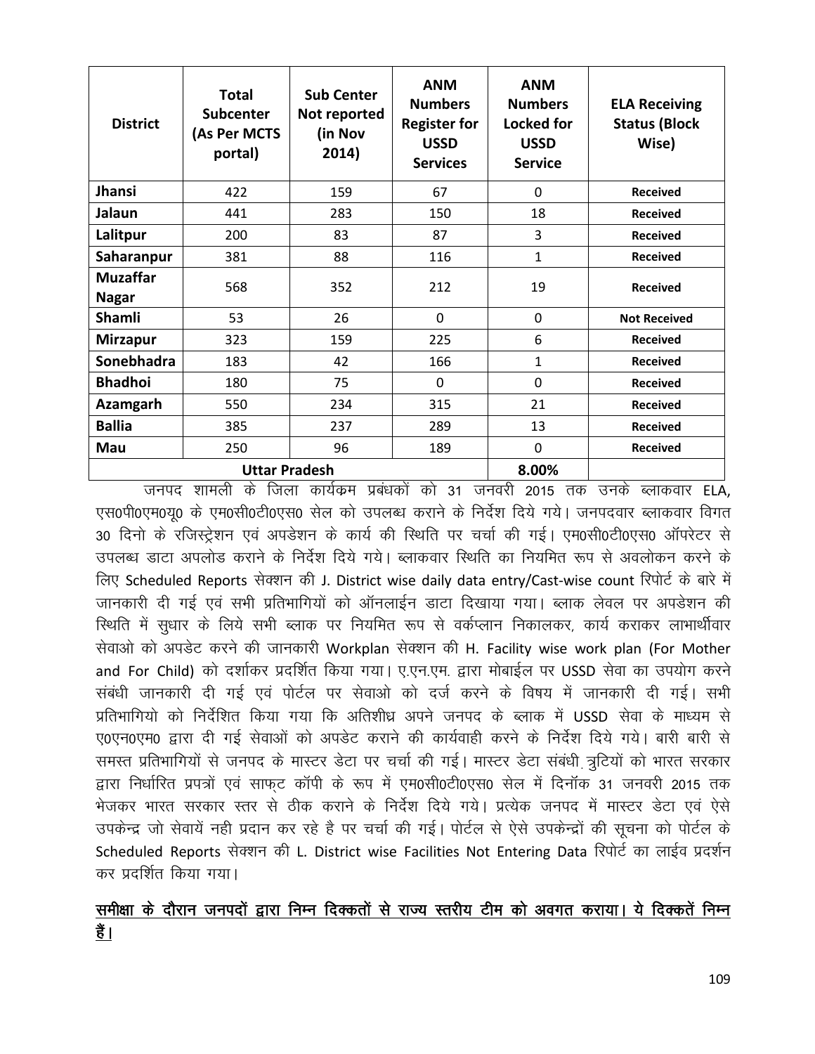| District | Total Subcenter (As Per MCTS portal) | Sub Center Not reported (in Nov 2014) | ANM Numbers Register for USSD Services | ANM Numbers Locked for USSD Service | ELA Receiving Status (Block Wise) |
|---|---|---|---|---|---|
| **Jhansi** | 422 | 159 | 67 | 0 | **Received** |
| **Jalaun** | 441 | 283 | 150 | 18 | **Received** |
| **Lalitpur** | 200 | 83 | 87 | 3 | **Received** |
| **Saharanpur** | 381 | 88 | 116 | 1 | **Received** |
| **Muzaffar Nagar** | 568 | 352 | 212 | 19 | **Received** |
| **Shamli** | 53 | 26 | 0 | 0 | **Not Received** |
| **Mirzapur** | 323 | 159 | 225 | 6 | **Received** |
| **Sonebhadra** | 183 | 42 | 166 | 1 | **Received** |
| **Bhadhoi** | 180 | 75 | 0 | 0 | **Received** |
| **Azamgarh** | 550 | 234 | 315 | 21 | **Received** |
| **Ballia** | 385 | 237 | 289 | 13 | **Received** |
| **Mau** | 250 | 96 | 189 | 0 | **Received** |
| **Uttar Pradesh** | | | | **8.00%** | |

जनपद शामली के जिला कार्यक्रम प्रबंधकों को 31 जनवरी 2015 तक उनके ब्लाकवार ELA, एस0पी0एम0यू0 के एम0सी0टी0एस0 सेल को उपलब्ध कराने के निर्देश दिये गये। जनपदवार ब्लाकवार विगत 30 दिनो के रजिस्ट्रेशन एवं अपडेशन के कार्य की स्थिति पर चर्चा की गई। एम0सी0टी0एस0 ऑपरेटर से उपलब्ध डाटा अपलोड कराने के निर्देश दिये गये। ब्लाकवार स्थिति का नियमित रूप से अवलोकन करने के लिए Scheduled Reports सेक्शन की J. District wise daily data entry/Cast-wise count रिपोर्ट के बारे में जानकारी दी गई एवं सभी प्रतिभागियों को ऑनलाईन डाटा दिखाया गया। ब्लाक लेवल पर अपडेशन की स्थिति में सुधार के लिये सभी ब्लाक पर नियमित रूप से वर्कप्लान निकालकर, कार्य कराकर लाभार्थीवार सेवाओ को अपडेट करने की जानकारी Workplan सेक्शन की H. Facility wise work plan (For Mother and For Child) को दर्शाकर प्रदर्शित किया गया। ए.एन.एम. द्वारा मोबाईल पर USSD सेवा का उपयोग करने संबंधी जानकारी दी गई एवं पोर्टल पर सेवाओ को दर्ज करने के विषय में जानकारी दी गई। सभी प्रतिभागियो को निर्देशित किया गया कि अतिशीध्र अपने जनपद के ब्लाक में USSD सेवा के माध्यम से ए0एन0एम0 द्वारा दी गई सेवाओं को अपडेट कराने की कार्यवाही करने के निर्देश दिये गये। बारी बारी से समस्त प्रतिभागियों से जनपद के मास्टर डेटा पर चर्चा की गई। मास्टर डेटा संबंधी त्रुटियों को भारत सरकार द्वारा निर्धारित प्रपत्रों एवं साफ्ट कॉपी के रूप में एम0सी0टी0एस0 सेल में दिनॉक 31 जनवरी 2015 तक भेजकर भारत सरकार स्तर से ठीक कराने के निर्देश दिये गये। प्रत्येक जनपद में मास्टर डेटा एवं ऐसे उपकेन्द्र जो सेवायें नही प्रदान कर रहे है पर चर्चा की गई। पोर्टल से ऐसे उपकेन्द्रों की सूचना को पोर्टल के Scheduled Reports सेक्शन की L. District wise Facilities Not Entering Data रिपोर्ट का लाईव प्रदर्शन कर प्रदर्शित किया गया।

**समीक्षा के दौरान जनपदों द्वारा निम्न दिक्कतों से राज्य स्तरीय टीम को अवगत कराया। ये दिक्कतें निम्न हैं।**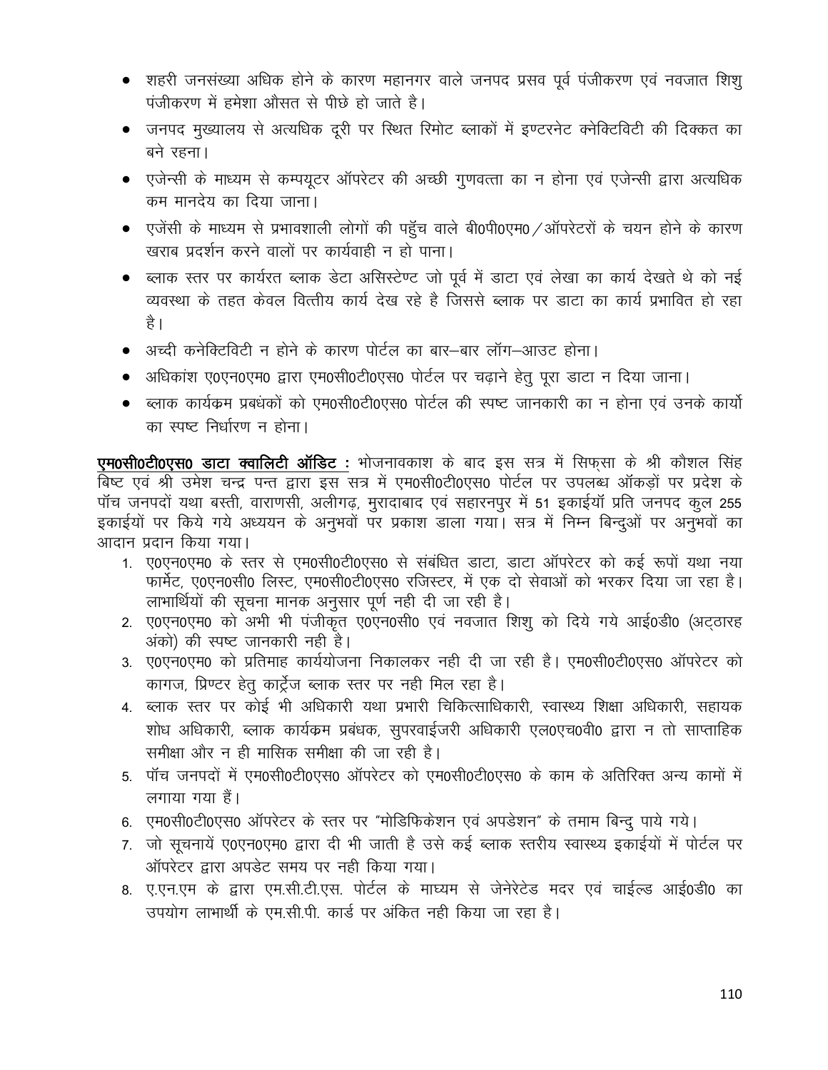- शहरी जनसंख्या अधिक होने के कारण महानगर वाले जनपद प्रसव पूर्व पंजीकरण एवं नवजात शिशु पंजीकरण में हमेशा औसत से पीछे हो जाते है।
- जनपद मुख्यालय से अत्यधिक दूरी पर स्थित रिमोट ब्लाकों में इण्टरनेट क्नेक्टिविटी की दिक्कत का बने रहना।
- एजेन्सी के माध्यम से कम्पयूटर ऑपरेटर की अच्छी गुणवत्ता का न होना एवं एजेन्सी द्वारा अत्यधिक कम मानदेय का दिया जाना।
- एजेंसी के माध्यम से प्रभावशाली लोगों की पहुॅच वाले बी0पी0एम0/ऑपरेटरों के चयन होने के कारण खराब प्रदर्शन करने वालों पर कार्यवाही न हो पाना।
- ब्लाक स्तर पर कार्यरत ब्लाक डेटा असिस्टेण्ट जो पूर्व में डाटा एवं लेखा का कार्य देखते थे को नई व्यवस्था के तहत केवल वित्तीय कार्य देख रहे है जिससे ब्लाक पर डाटा का कार्य प्रभावित हो रहा है।
- अच्दी कनेक्टिविटी न होने के कारण पोर्टल का बार–बार लॉग–आउट होना।
- अधिकांश ए0एन0एम0 द्वारा एम0सी0टी0एस0 पोर्टल पर चढ़ाने हेतु पूरा डाटा न दिया जाना।
- ब्लाक कार्यक्रम प्रबधंकों को एम0सी0टी0एस0 पोर्टल की स्पष्ट जानकारी का न होना एवं उनके कार्यो का स्पष्ट निर्धारण न होना।

**एम0सी0टी0एस0 डाटा क्वालिटी ऑडिट :** भोजनावकाश के बाद इस सत्र में सिफ्सा के श्री कौशल सिंह बिष्ट एवं श्री उमेश चन्द्र पन्त द्वारा इस सत्र में एम0सी0टी0एस0 पोर्टल पर उपलब्ध ऑकड़ों पर प्रदेश के पॉच जनपदों यथा बस्ती, वाराणसी, अलीगढ़, मुरादाबाद एवं सहारनपुर में 51 इकाईयॉ प्रति जनपद कुल 255 इकाईयों पर किये गये अध्ययन के अनुभवों पर प्रकाश डाला गया। सत्र में निम्न बिन्दुओं पर अनुभवों का आदान प्रदान किया गया।

1. ए0एन0एम0 के स्तर से एम0सी0टी0एस0 से संबंधित डाटा, डाटा ऑपरेटर को कई रूपों यथा नया फार्मेट, ए0एन0सी0 लिस्ट, एम0सी0टी0एस0 रजिस्टर, में एक दो सेवाओं को भरकर दिया जा रहा है। लाभार्थियों की सूचना मानक अनुसार पूर्ण नही दी जा रही है।
2. ए0एन0एम0 को अभी भी पंजीकृत ए0एन0सी0 एवं नवजात शिशु को दिये गये आई0डी0 (अट्ठारह अंको) की स्पष्ट जानकारी नही है।
3. ए0एन0एम0 को प्रतिमाह कार्ययोजना निकालकर नही दी जा रही है। एम0सी0टी0एस0 ऑपरेटर को कागज, प्रिण्टर हेतु कार्ट्रेज ब्लाक स्तर पर नही मिल रहा है।
4. ब्लाक स्तर पर कोई भी अधिकारी यथा प्रभारी चिकित्साधिकारी, स्वास्थ्य शिक्षा अधिकारी, सहायक शोध अधिकारी, ब्लाक कार्यक्रम प्रबंधक, सुपरवाईजरी अधिकारी एल0एच0वी0 द्वारा न तो साप्ताहिक समीक्षा और न ही मासिक समीक्षा की जा रही है।
5. पॉच जनपदों में एम0सी0टी0एस0 ऑपरेटर को एम0सी0टी0एस0 के काम के अतिरिक्त अन्य कामों में लगाया गया हैं।
6. एम0सी0टी0एस0 ऑपरेटर के स्तर पर "मोडिफिकेशन एवं अपडेशन" के तमाम बिन्दु पाये गये।
7. जो सूचनायें ए0एन0एम0 द्वारा दी भी जाती है उसे कई ब्लाक स्तरीय स्वास्थ्य इकाईयों में पोर्टल पर ऑपरेटर द्वारा अपडेट समय पर नही किया गया।
8. ए.एन.एम के द्वारा एम.सी.टी.एस. पोर्टल के माध्यम से जेनेरेटेड मदर एवं चाईल्ड आई0डी0 का उपयोग लाभार्थी के एम.सी.पी. कार्ड पर अंकित नही किया जा रहा है।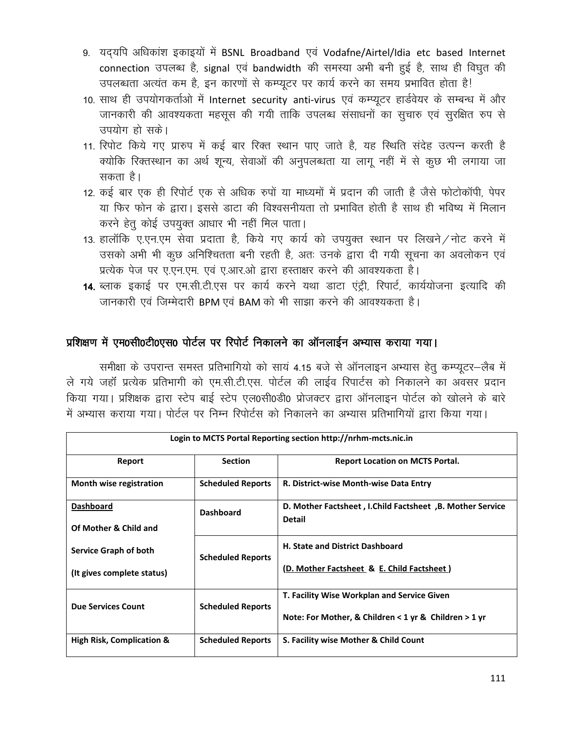9. यद्यपि अधिकांश इकाइयों में BSNL Broadband एवं Vodafne/Airtel/Idia etc based Internet connection उपलब्ध है, signal एवं bandwidth की समस्या अभी बनी हुई है, साथ ही विघुत की उपलब्धता अत्यंत कम है, इन कारणों से कम्प्यूटर पर कार्य करने का समय प्रभावित होता है!
10. साथ ही उपयोगकर्ताओ में Internet security anti-virus एवं कम्प्यूटर हार्डवेयर के सम्बन्ध में और जानकारी की आवश्यकता महसूस की गयी ताकि उपलब्ध संसाधनों का सुचारु एवं सुरक्षित रुप से उपयोग हो सके।
11. रिपोट किये गए प्रारुप में कई बार रिक्त स्थान पाए जाते है, यह स्थिति संदेह उत्पन्न करती है क्योकि रिक्तस्थान का अर्थ शून्य, सेवाओं की अनुपलब्धता या लागू नहीं में से कुछ भी लगाया जा सकता है।
12. कई बार एक ही रिपोर्ट एक से अधिक रुपों या माध्यमों में प्रदान की जाती है जैसे फोटोकॉपी, पेपर या फिर फोन के द्वारा। इससे डाटा की विश्वसनीयता तो प्रभावित होती है साथ ही भविष्य में मिलान करने हेतु कोई उपयुक्त आधार भी नहीं मिल पाता।
13. हालॉकि ए.एन.एम सेवा प्रदाता है, किये गए कार्य को उपयुक्त स्थान पर लिखने/नोट करने में उसको अभी भी कुछ अनिश्चितता बनी रहती है, अतः उनके द्वारा दी गयी सूचना का अवलोकन एवं प्रत्येक पेज पर ए.एन.एम. एवं ए.आर.ओ द्वारा हस्ताक्षर करने की आवश्यकता है।
14. ब्लाक इकाई पर एम.सी.टी.एस पर कार्य करने यथा डाटा एंट्री, रिपार्ट, कार्ययोजना इत्यादि की जानकारी एवं जिम्मेदारी BPM एवं BAM को भी साझा करने की आवश्यकता है।

## प्रशिक्षण में एम0सी0टी0एस0 पोर्टल पर रिपोर्ट निकालने का ऑनलाईन अभ्यास कराया गया।

समीक्षा के उपरान्त समस्त प्रतिभागियो को सायं 4.15 बजे से ऑनलाइन अभ्यास हेतु कम्प्यूटर–लैब में ले गये जहॉ प्रत्येक प्रतिभागी को एम.सी.टी.एस. पोर्टल की लाईव रिपार्टस को निकालने का अवसर प्रदान किया गया। प्रशिक्षक द्वारा स्टेप बाई स्टेप एल0सी0डी0 प्रोजक्टर द्वारा ऑनलाइन पोर्टल को खोलने के बारे में अभ्यास कराया गया। पोर्टल पर निम्न रिपोर्टस को निकालने का अभ्यास प्रतिभागियों द्वारा किया गया।

| Login to MCTS Portal Reporting section http://nrhm-mcts.nic.in | | |
|---|---|---|
| **Report** | **Section** | **Report Location on MCTS Portal.** |
| **Month wise registration** | **Scheduled Reports** | **R. District-wise Month-wise Data Entry** |
| **Dashboard Of Mother & Child and** | **Dashboard** | **D. Mother Factsheet , I.Child Factsheet ,B. Mother Service Detail** |
| **Service Graph of both (It gives complete status)** | **Scheduled Reports** | **H. State and District Dashboard (D. Mother Factsheet & E. Child Factsheet )** |
| **Due Services Count** | **Scheduled Reports** | **T. Facility Wise Workplan and Service Given Note: For Mother, & Children < 1 yr & Children > 1 yr** |
| **High Risk, Complication &** | **Scheduled Reports** | **S. Facility wise Mother & Child Count** |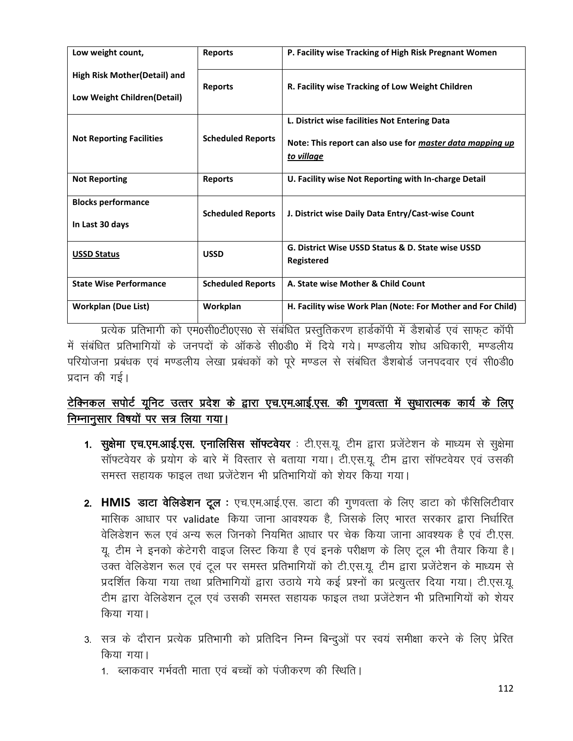| Low weight count, High Risk Mother(Detail) and Low Weight Children(Detail) | Reports | P. Facility wise Tracking of High Risk Pregnant Women |
|---|---|---|
| | Reports | R. Facility wise Tracking of Low Weight Children |
| **Not Reporting Facilities** | **Scheduled Reports** | **L. District wise facilities Not Entering Data**<br><br>**Note: This report can also use for *master data mapping up to village*** |
| **Not Reporting** | **Reports** | **U. Facility wise Not Reporting with In-charge Detail** |
| **Blocks performance**<br><br>**In Last 30 days** | **Scheduled Reports** | **J. District wise Daily Data Entry/Cast-wise Count** |
| **USSD Status** | **USSD** | **G. District Wise USSD Status & D. State wise USSD Registered** |
| **State Wise Performance** | **Scheduled Reports** | **A. State wise Mother & Child Count** |
| **Workplan (Due List)** | **Workplan** | **H. Facility wise Work Plan (Note: For Mother and For Child)** |

प्रत्येक प्रतिभागी को एम0सी0टी0एस0 से संबंधित प्रस्तुतिकरण हार्डकॉपी में डैशबोर्ड एवं साफ्ट कॉपी में संबंधित प्रतिभागियों के जनपदों के ऑकडे सी0डी0 में दिये गये। मण्डलीय शोध अधिकारी, मण्डलीय परियोजना प्रबंधक एवं मण्डलीय लेखा प्रबंधकों को पूरे मण्डल से संबंधित डैशबोर्ड जनपदवार एवं सी0डी0 प्रदान की गई।

## टेक्निकल सपोर्ट यूनिट उत्तर प्रदेश के द्वारा एच.एम.आई.एस. की गुणवत्ता में सुधारात्मक कार्य के लिए निम्नानुसार विषयों पर सत्र लिया गया।

1. **सुक्षेमा एच.एम.आई.एस. एनालिसिस सॉफ्टवेयर** : टी.एस.यू. टीम द्वारा प्रजेंटेशन के माध्यम से सुक्षेमा सॉफ्टवेयर के प्रयोग के बारे में विस्तार से बताया गया। टी.एस.यू. टीम द्वारा सॉफ्टवेयर एवं उसकी समस्त सहायक फाइल तथा प्रजेंटेशन भी प्रतिभागियों को शेयर किया गया।

2. **HMIS डाटा वेलिडेशन टूल** : एच.एम.आई.एस. डाटा की गुणवत्ता के लिए डाटा को फैसिलिटीवार मासिक आधार पर validate किया जाना आवश्यक है, जिसके लिए भारत सरकार द्वारा निर्धारित वेलिडेशन रूल एवं अन्य रूल जिनको नियमित आधार पर चेक किया जाना आवश्यक है एवं टी.एस. यू. टीम ने इनको केटेगरी वाइज लिस्ट किया है एवं इनके परीक्षण के लिए टूल भी तैयार किया है। उक्त वेलिडेशन रूल एवं टूल पर समस्त प्रतिभागियों को टी.एस.यू. टीम द्वारा प्रजेंटेशन के माध्यम से प्रदर्शित किया गया तथा प्रतिभागियों द्वारा उठाये गये कई प्रश्नों का प्रत्युत्तर दिया गया। टी.एस.यू. टीम द्वारा वेलिडेशन टूल एवं उसकी समस्त सहायक फाइल तथा प्रजेंटेशन भी प्रतिभागियों को शेयर किया गया।

3. सत्र के दौरान प्रत्येक प्रतिभागी को प्रतिदिन निम्न बिन्दुओं पर स्वयं समीक्षा करने के लिए प्रेरित किया गया।
   1. ब्लाकवार गर्भवती माता एवं बच्चों को पंजीकरण की स्थिति।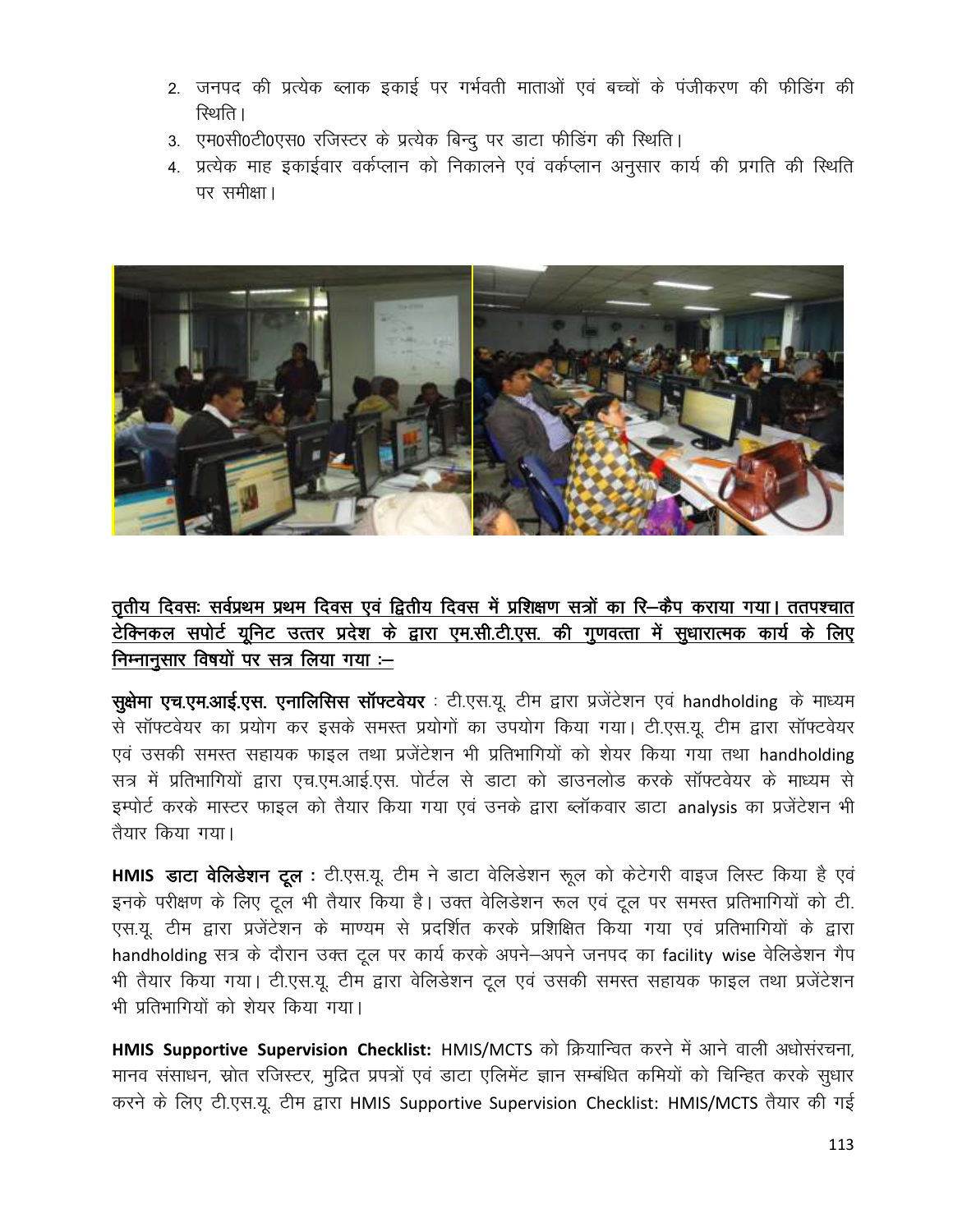2. जनपद की प्रत्येक ब्लाक इकाई पर गर्भवती माताओं एवं बच्चों के पंजीकरण की फीडिंग की स्थिति।
3. एम0सी0टी0एस0 रजिस्टर के प्रत्येक बिन्दु पर डाटा फीडिंग की स्थिति।
4. प्रत्येक माह इकाईवार वर्कप्लान को निकालने एवं वर्कप्लान अनुसार कार्य की प्रगति की स्थिति पर समीक्षा।

**तृतीय दिवसः सर्वप्रथम प्रथम दिवस एवं द्वितीय दिवस में प्रशिक्षण सत्रों का रि–कैप कराया गया। ततपश्चात टेक्निकल सपोर्ट यूनिट उत्तर प्रदेश के द्वारा एम.सी.टी.एस. की गुणवत्ता में सुधारात्मक कार्य के लिए निम्नानुसार विषयों पर सत्र लिया गया :–**

**सुक्षेमा एच.एम.आई.एस. एनालिसिस सॉफ्टवेयर** : टी.एस.यू. टीम द्वारा प्रजेंटेशन एवं handholding के माध्यम से सॉफ्टवेयर का प्रयोग कर इसके समस्त प्रयोगों का उपयोग किया गया। टी.एस.यू. टीम द्वारा सॉफ्टवेयर एवं उसकी समस्त सहायक फाइल तथा प्रजेंटेशन भी प्रतिभागियों को शेयर किया गया तथा handholding सत्र में प्रतिभागियों द्वारा एच.एम.आई.एस. पोर्टल से डाटा को डाउनलोड करके सॉफ्टवेयर के माध्यम से इम्पोर्ट करके मास्टर फाइल को तैयार किया गया एवं उनके द्वारा ब्लॉकवार डाटा analysis का प्रजेंटेशन भी तैयार किया गया।

**HMIS डाटा वेलिडेशन टूल :** टी.एस.यू. टीम ने डाटा वेलिडेशन रूल को केटेगरी वाइज लिस्ट किया है एवं इनके परीक्षण के लिए टूल भी तैयार किया है। उक्त वेलिडेशन रूल एवं टूल पर समस्त प्रतिभागियों को टी. एस.यू. टीम द्वारा प्रजेंटेशन के माण्यम से प्रदर्शित करके प्रशिक्षित किया गया एवं प्रतिभागियों के द्वारा handholding सत्र के दौरान उक्त टूल पर कार्य करके अपने–अपने जनपद का facility wise वेलिडेशन गैप भी तैयार किया गया। टी.एस.यू. टीम द्वारा वेलिडेशन टूल एवं उसकी समस्त सहायक फाइल तथा प्रजेंटेशन भी प्रतिभागियों को शेयर किया गया।

**HMIS Supportive Supervision Checklist:** HMIS/MCTS को क्रियान्वित करने में आने वाली अधोसंरचना, मानव संसाधन, स्रोत रजिस्टर, मुद्रित प्रपत्रों एवं डाटा एलिमेंट ज्ञान सम्बंधित कमियों को चिन्हित करके सुधार करने के लिए टी.एस.यू. टीम द्वारा HMIS Supportive Supervision Checklist: HMIS/MCTS तैयार की गई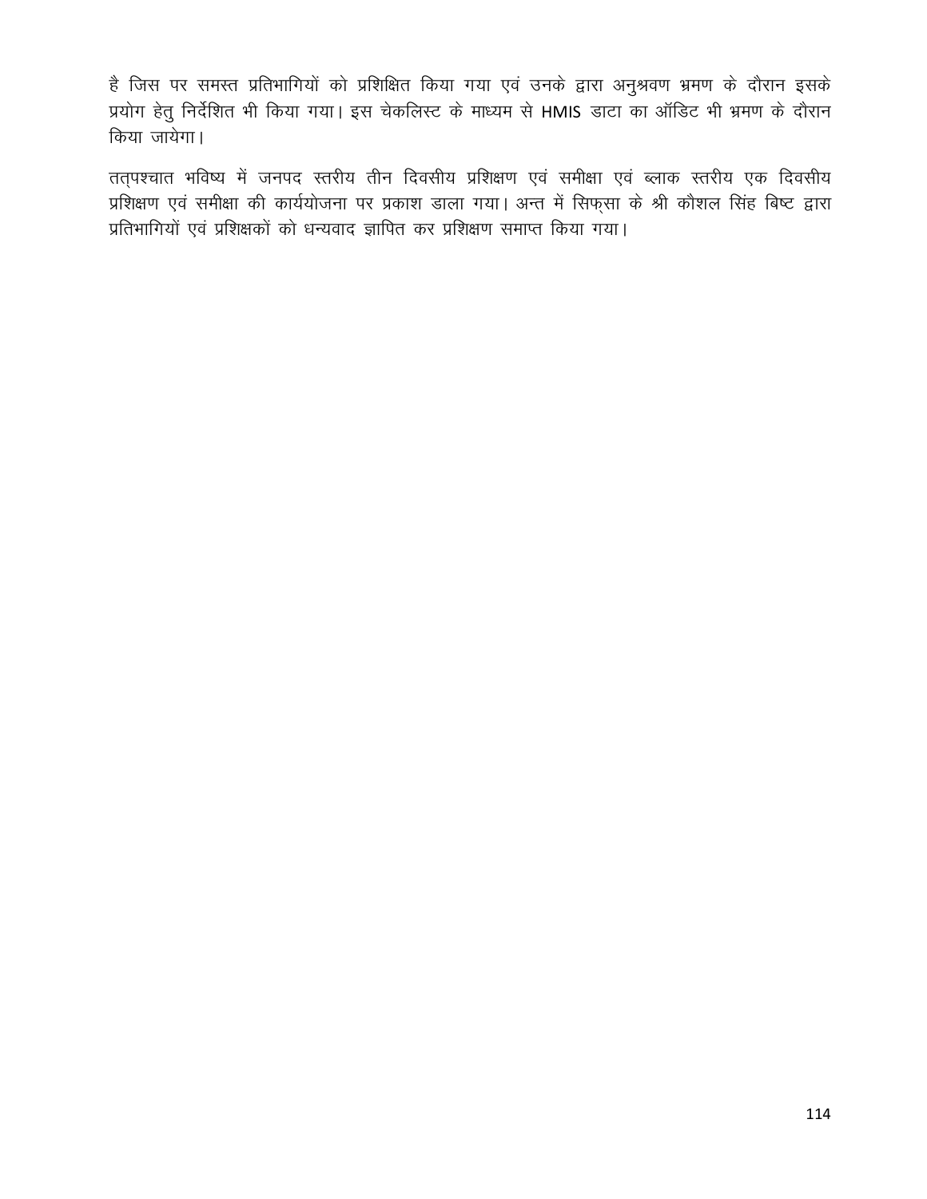है जिस पर समस्त प्रतिभागियों को प्रशिक्षित किया गया एवं उनके द्वारा अनुश्रवण भ्रमण के दौरान इसके प्रयोग हेतु निर्देशित भी किया गया। इस चेकलिस्ट के माध्यम से HMIS डाटा का ऑडिट भी भ्रमण के दौरान किया जायेगा।

तत्पश्चात भविष्य में जनपद स्तरीय तीन दिवसीय प्रशिक्षण एवं समीक्षा एवं ब्लाक स्तरीय एक दिवसीय प्रशिक्षण एवं समीक्षा की कार्ययोजना पर प्रकाश डाला गया। अन्त में सिफ्सा के श्री कौशल सिंह बिष्ट द्वारा प्रतिभागियों एवं प्रशिक्षकों को धन्यवाद ज्ञापित कर प्रशिक्षण समाप्त किया गया।